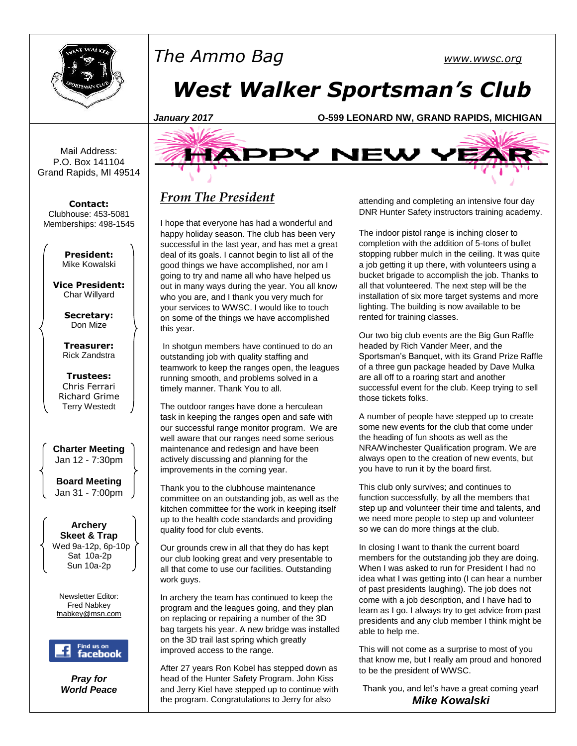# The Ammo Bag

www.wwsc.org

# West Walker Sportsman's Club

***January 2017*** **O-599 LEONARD NW, GRAND RAPIDS, MICHIGAN**

Mail Address:
P.O. Box 141104
Grand Rapids, MI 49514

**Contact:**
Clubhouse: 453-5081
Memberships: 498-1545

**President:**
Mike Kowalski

**Vice President:**
Char Willyard

**Secretary:**
Don Mize

**Treasurer:**
Rick Zandstra

**Trustees:**
Chris Ferrari
Richard Grime
Terry Westedt

**Charter Meeting**
Jan 12 - 7:30pm

**Board Meeting**
Jan 31 - 7:00pm

**Archery**
**Skeet & Trap**
Wed 9a-12p, 6p-10p
Sat 10a-2p
Sun 10a-2p

Newsletter Editor:
Fred Nabkey
fnabkey@msn.com

Find us on facebook

***Pray for World Peace***

## HAPPY NEW YEAR

## *From The President*

I hope that everyone has had a wonderful and happy holiday season. The club has been very successful in the last year, and has met a great deal of its goals. I cannot begin to list all of the good things we have accomplished, nor am I going to try and name all who have helped us out in many ways during the year. You all know who you are, and I thank you very much for your services to WWSC. I would like to touch on some of the things we have accomplished this year.

In shotgun members have continued to do an outstanding job with quality staffing and teamwork to keep the ranges open, the leagues running smooth, and problems solved in a timely manner. Thank You to all.

The outdoor ranges have done a herculean task in keeping the ranges open and safe with our successful range monitor program. We are well aware that our ranges need some serious maintenance and redesign and have been actively discussing and planning for the improvements in the coming year.

Thank you to the clubhouse maintenance committee on an outstanding job, as well as the kitchen committee for the work in keeping itself up to the health code standards and providing quality food for club events.

Our grounds crew in all that they do has kept our club looking great and very presentable to all that come to use our facilities. Outstanding work guys.

In archery the team has continued to keep the program and the leagues going, and they plan on replacing or repairing a number of the 3D bag targets his year. A new bridge was installed on the 3D trail last spring which greatly improved access to the range.

After 27 years Ron Kobel has stepped down as head of the Hunter Safety Program. John Kiss and Jerry Kiel have stepped up to continue with the program. Congratulations to Jerry for also attending and completing an intensive four day DNR Hunter Safety instructors training academy.

The indoor pistol range is inching closer to completion with the addition of 5-tons of bullet stopping rubber mulch in the ceiling. It was quite a job getting it up there, with volunteers using a bucket brigade to accomplish the job. Thanks to all that volunteered. The next step will be the installation of six more target systems and more lighting. The building is now available to be rented for training classes.

Our two big club events are the Big Gun Raffle headed by Rich Vander Meer, and the Sportsman's Banquet, with its Grand Prize Raffle of a three gun package headed by Dave Mulka are all off to a roaring start and another successful event for the club. Keep trying to sell those tickets folks.

A number of people have stepped up to create some new events for the club that come under the heading of fun shoots as well as the NRA/Winchester Qualification program. We are always open to the creation of new events, but you have to run it by the board first.

This club only survives; and continues to function successfully, by all the members that step up and volunteer their time and talents, and we need more people to step up and volunteer so we can do more things at the club.

In closing I want to thank the current board members for the outstanding job they are doing. When I was asked to run for President I had no idea what I was getting into (I can hear a number of past presidents laughing). The job does not come with a job description, and I have had to learn as I go. I always try to get advice from past presidents and any club member I think might be able to help me.

This will not come as a surprise to most of you that know me, but I really am proud and honored to be the president of WWSC.

Thank you, and let's have a great coming year!

***Mike Kowalski***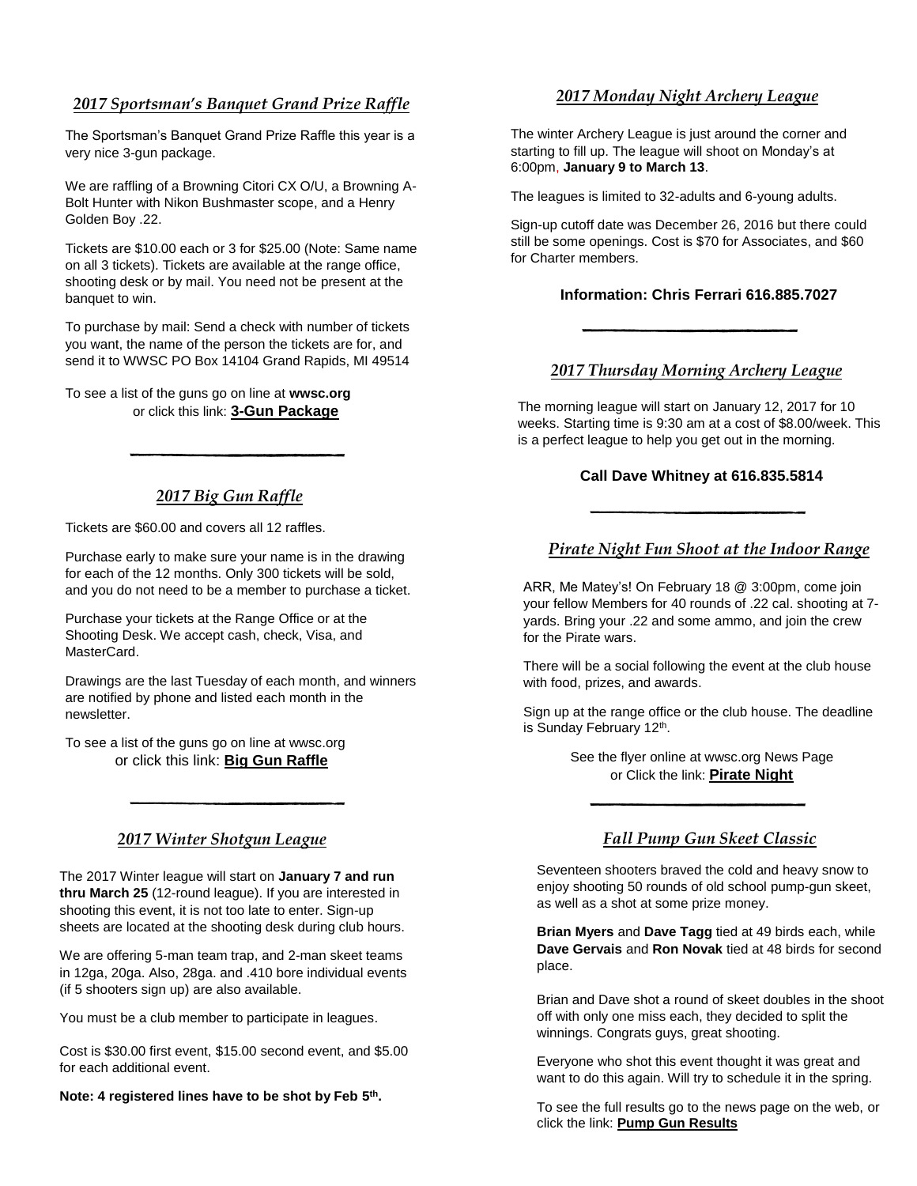## *2017 Sportsman's Banquet Grand Prize Raffle*

The Sportsman's Banquet Grand Prize Raffle this year is a very nice 3-gun package.

We are raffling of a Browning Citori CX O/U, a Browning A-Bolt Hunter with Nikon Bushmaster scope, and a Henry Golden Boy .22.

Tickets are $10.00 each or 3 for $25.00 (Note: Same name on all 3 tickets). Tickets are available at the range office, shooting desk or by mail. You need not be present at the banquet to win.

To purchase by mail: Send a check with number of tickets you want, the name of the person the tickets are for, and send it to WWSC PO Box 14104 Grand Rapids, MI 49514

To see a list of the guns go on line at **wwsc.org** or click this link: **3-Gun Package**

---

## *2017 Big Gun Raffle*

Tickets are $60.00 and covers all 12 raffles.

Purchase early to make sure your name is in the drawing for each of the 12 months. Only 300 tickets will be sold, and you do not need to be a member to purchase a ticket.

Purchase your tickets at the Range Office or at the Shooting Desk. We accept cash, check, Visa, and MasterCard.

Drawings are the last Tuesday of each month, and winners are notified by phone and listed each month in the newsletter.

To see a list of the guns go on line at wwsc.org or click this link: **Big Gun Raffle**

---

## *2017 Winter Shotgun League*

The 2017 Winter league will start on **January 7 and run thru March 25** (12-round league). If you are interested in shooting this event, it is not too late to enter. Sign-up sheets are located at the shooting desk during club hours.

We are offering 5-man team trap, and 2-man skeet teams in 12ga, 20ga. Also, 28ga. and .410 bore individual events (if 5 shooters sign up) are also available.

You must be a club member to participate in leagues.

Cost is $30.00 first event, $15.00 second event, and $5.00 for each additional event.

**Note: 4 registered lines have to be shot by Feb 5th.**

## *2017 Monday Night Archery League*

The winter Archery League is just around the corner and starting to fill up. The league will shoot on Monday's at 6:00pm, **January 9 to March 13**.

The leagues is limited to 32-adults and 6-young adults.

Sign-up cutoff date was December 26, 2016 but there could still be some openings. Cost is $70 for Associates, and $60 for Charter members.

**Information: Chris Ferrari 616.885.7027**

---

## *2017 Thursday Morning Archery League*

The morning league will start on January 12, 2017 for 10 weeks. Starting time is 9:30 am at a cost of $8.00/week. This is a perfect league to help you get out in the morning.

**Call Dave Whitney at 616.835.5814**

---

## *Pirate Night Fun Shoot at the Indoor Range*

ARR, Me Matey's! On February 18 @ 3:00pm, come join your fellow Members for 40 rounds of .22 cal. shooting at 7-yards. Bring your .22 and some ammo, and join the crew for the Pirate wars.

There will be a social following the event at the club house with food, prizes, and awards.

Sign up at the range office or the club house. The deadline is Sunday February 12th.

See the flyer online at wwsc.org News Page or Click the link: **Pirate Night**

---

## *Fall Pump Gun Skeet Classic*

Seventeen shooters braved the cold and heavy snow to enjoy shooting 50 rounds of old school pump-gun skeet, as well as a shot at some prize money.

**Brian Myers** and **Dave Tagg** tied at 49 birds each, while **Dave Gervais** and **Ron Novak** tied at 48 birds for second place.

Brian and Dave shot a round of skeet doubles in the shoot off with only one miss each, they decided to split the winnings. Congrats guys, great shooting.

Everyone who shot this event thought it was great and want to do this again. Will try to schedule it in the spring.

To see the full results go to the news page on the web, or click the link: **Pump Gun Results**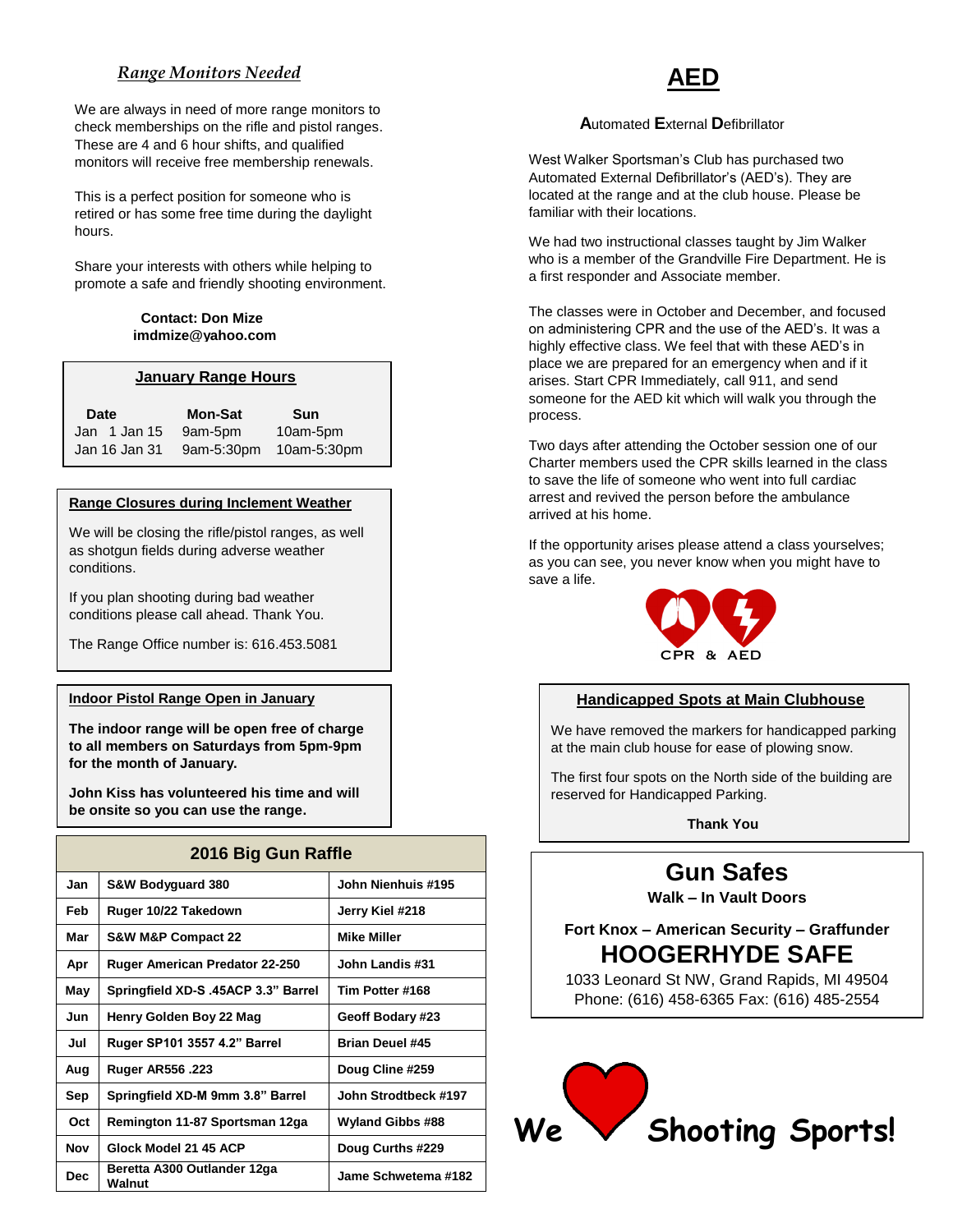## *Range Monitors Needed*

We are always in need of more range monitors to check memberships on the rifle and pistol ranges. These are 4 and 6 hour shifts, and qualified monitors will receive free membership renewals.

This is a perfect position for someone who is retired or has some free time during the daylight hours.

Share your interests with others while helping to promote a safe and friendly shooting environment.

**Contact: Don Mize**
**imdmize@yahoo.com**

### January Range Hours

| Date | Mon-Sat | Sun |
|---|---|---|
| Jan 1 Jan 15 | 9am-5pm | 10am-5pm |
| Jan 16 Jan 31 | 9am-5:30pm | 10am-5:30pm |

### Range Closures during Inclement Weather

We will be closing the rifle/pistol ranges, as well as shotgun fields during adverse weather conditions.

If you plan shooting during bad weather conditions please call ahead. Thank You.

The Range Office number is: 616.453.5081

### Indoor Pistol Range Open in January

**The indoor range will be open free of charge to all members on Saturdays from 5pm-9pm for the month of January.**

**John Kiss has volunteered his time and will be onsite so you can use the range.**

### 2016 Big Gun Raffle

| Month | Prize | Winner |
|---|---|---|
| Jan | S&W Bodyguard 380 | John Nienhuis #195 |
| Feb | Ruger 10/22 Takedown | Jerry Kiel #218 |
| Mar | S&W M&P Compact 22 | Mike Miller |
| Apr | Ruger American Predator 22-250 | John Landis #31 |
| May | Springfield XD-S .45ACP 3.3" Barrel | Tim Potter #168 |
| Jun | Henry Golden Boy 22 Mag | Geoff Bodary #23 |
| Jul | Ruger SP101 3557 4.2" Barrel | Brian Deuel #45 |
| Aug | Ruger AR556 .223 | Doug Cline #259 |
| Sep | Springfield XD-M 9mm 3.8" Barrel | John Strodtbeck #197 |
| Oct | Remington 11-87 Sportsman 12ga | Wyland Gibbs #88 |
| Nov | Glock Model 21 45 ACP | Doug Curths #229 |
| Dec | Beretta A300 Outlander 12ga Walnut | Jame Schwetema #182 |

## AED

**A**utomated **E**xternal **D**efibrillator

West Walker Sportsman's Club has purchased two Automated External Defibrillator's (AED's). They are located at the range and at the club house. Please be familiar with their locations.

We had two instructional classes taught by Jim Walker who is a member of the Grandville Fire Department. He is a first responder and Associate member.

The classes were in October and December, and focused on administering CPR and the use of the AED's. It was a highly effective class. We feel that with these AED's in place we are prepared for an emergency when and if it arises. Start CPR Immediately, call 911, and send someone for the AED kit which will walk you through the process.

Two days after attending the October session one of our Charter members used the CPR skills learned in the class to save the life of someone who went into full cardiac arrest and revived the person before the ambulance arrived at his home.

If the opportunity arises please attend a class yourselves; as you can see, you never know when you might have to save a life.

CPR & AED

### Handicapped Spots at Main Clubhouse

We have removed the markers for handicapped parking at the main club house for ease of plowing snow.

The first four spots on the North side of the building are reserved for Handicapped Parking.

**Thank You**

## Gun Safes

**Walk – In Vault Doors**

**Fort Knox – American Security – Graffunder**

## HOOGERHYDE SAFE

1033 Leonard St NW, Grand Rapids, MI 49504
Phone: (616) 458-6365 Fax: (616) 485-2554

**We ♥ Shooting Sports!**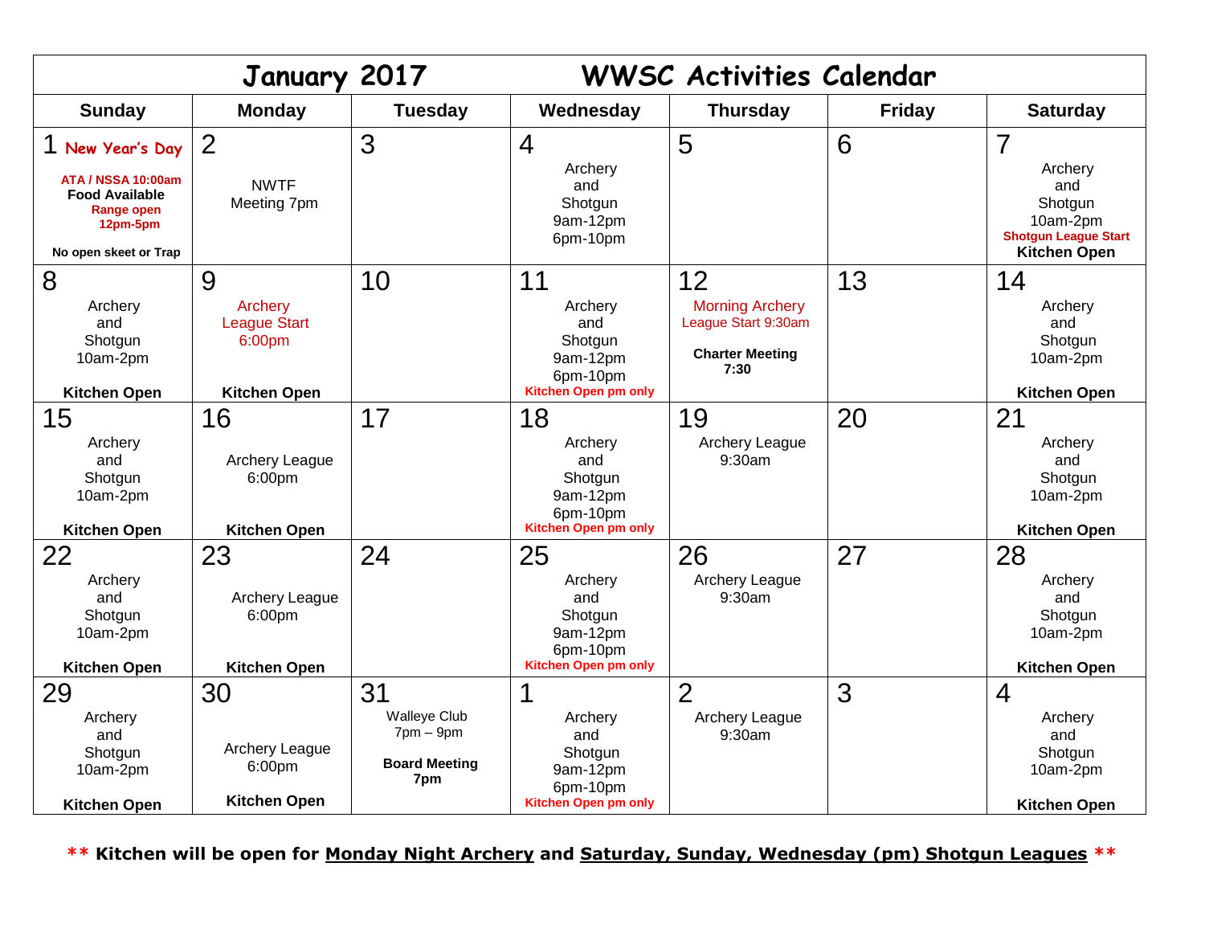# January 2017 WWSC Activities Calendar

| Sunday | Monday | Tuesday | Wednesday | Thursday | Friday | Saturday |
|---|---|---|---|---|---|---|
| 1 New Year's Day<br>ATA / NSSA 10:00am<br>**Food Available**<br>Range open 12pm-5pm<br>**No open skeet or Trap** | 2<br>NWTF Meeting 7pm | 3 | 4<br>Archery and Shotgun<br>9am-12pm<br>6pm-10pm | 5 | 6 | 7<br>Archery and Shotgun<br>10am-2pm<br>**Shotgun League Start**<br>**Kitchen Open** |
| 8<br>Archery and Shotgun<br>10am-2pm<br>**Kitchen Open** | 9<br>Archery League Start 6:00pm<br>**Kitchen Open** | 10 | 11<br>Archery and Shotgun<br>9am-12pm<br>6pm-10pm<br>**Kitchen Open pm only** | 12<br>Morning Archery League Start 9:30am<br>**Charter Meeting 7:30** | 13 | 14<br>Archery and Shotgun<br>10am-2pm<br>**Kitchen Open** |
| 15<br>Archery and Shotgun<br>10am-2pm<br>**Kitchen Open** | 16<br>Archery League 6:00pm<br>**Kitchen Open** | 17 | 18<br>Archery and Shotgun<br>9am-12pm<br>6pm-10pm<br>**Kitchen Open pm only** | 19<br>Archery League 9:30am | 20 | 21<br>Archery and Shotgun<br>10am-2pm<br>**Kitchen Open** |
| 22<br>Archery and Shotgun<br>10am-2pm<br>**Kitchen Open** | 23<br>Archery League 6:00pm<br>**Kitchen Open** | 24 | 25<br>Archery and Shotgun<br>9am-12pm<br>6pm-10pm<br>**Kitchen Open pm only** | 26<br>Archery League 9:30am | 27 | 28<br>Archery and Shotgun<br>10am-2pm<br>**Kitchen Open** |
| 29<br>Archery and Shotgun<br>10am-2pm<br>**Kitchen Open** | 30<br>Archery League 6:00pm<br>**Kitchen Open** | 31<br>Walleye Club 7pm – 9pm<br>**Board Meeting 7pm** | 1<br>Archery and Shotgun<br>9am-12pm<br>6pm-10pm<br>**Kitchen Open pm only** | 2<br>Archery League 9:30am | 3 | 4<br>Archery and Shotgun<br>10am-2pm<br>**Kitchen Open** |

**** Kitchen will be open for Monday Night Archery and Saturday, Sunday, Wednesday (pm) Shotgun Leagues ****